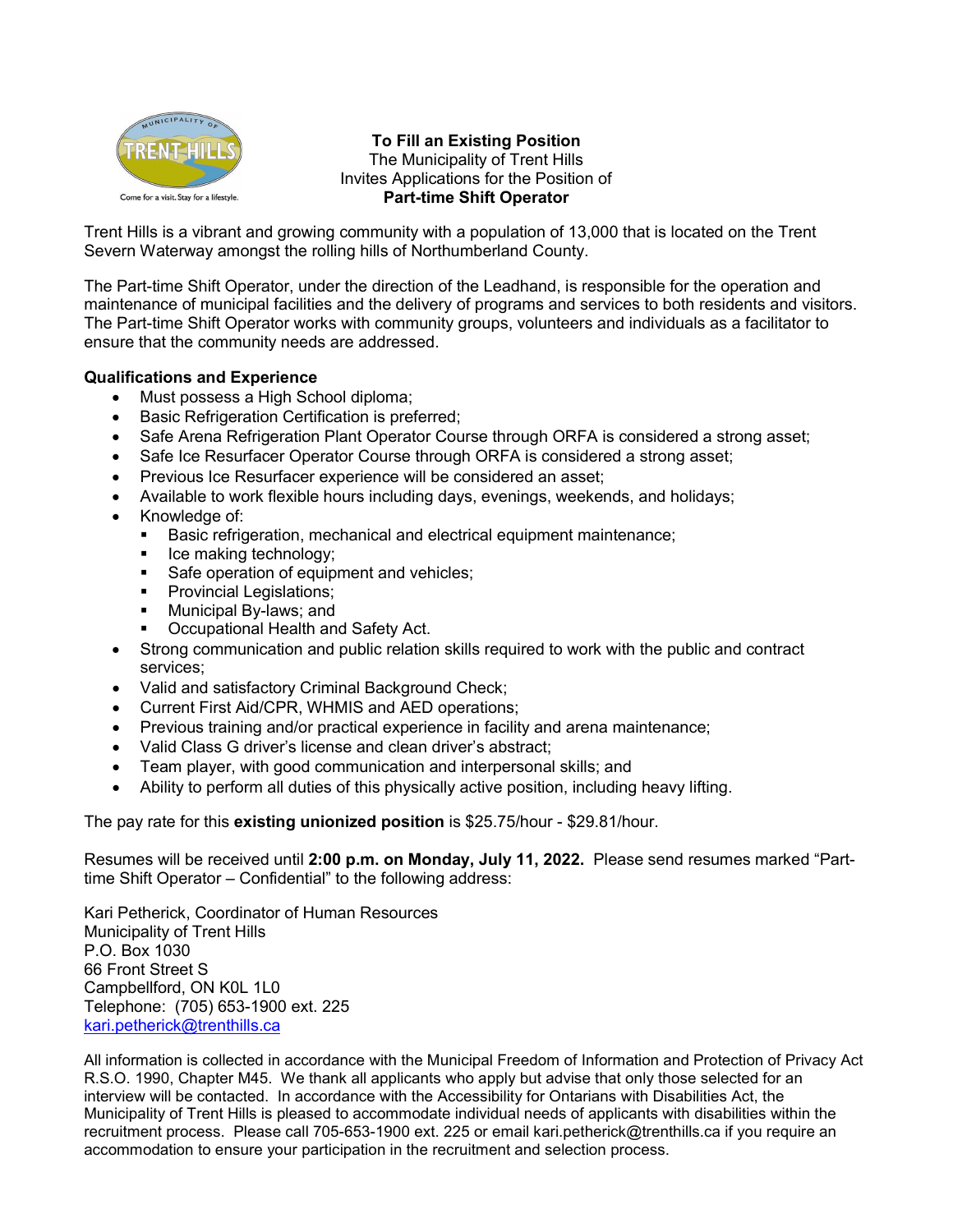**To Fill an Existing Position**
The Municipality of Trent Hills
Invites Applications for the Position of
**Part-time Shift Operator**

Trent Hills is a vibrant and growing community with a population of 13,000 that is located on the Trent Severn Waterway amongst the rolling hills of Northumberland County.

The Part-time Shift Operator, under the direction of the Leadhand, is responsible for the operation and maintenance of municipal facilities and the delivery of programs and services to both residents and visitors. The Part-time Shift Operator works with community groups, volunteers and individuals as a facilitator to ensure that the community needs are addressed.

**Qualifications and Experience**

- Must possess a High School diploma;
- Basic Refrigeration Certification is preferred;
- Safe Arena Refrigeration Plant Operator Course through ORFA is considered a strong asset;
- Safe Ice Resurfacer Operator Course through ORFA is considered a strong asset;
- Previous Ice Resurfacer experience will be considered an asset;
- Available to work flexible hours including days, evenings, weekends, and holidays;
- Knowledge of:
  - Basic refrigeration, mechanical and electrical equipment maintenance;
  - Ice making technology;
  - Safe operation of equipment and vehicles;
  - Provincial Legislations;
  - Municipal By-laws; and
  - Occupational Health and Safety Act.
- Strong communication and public relation skills required to work with the public and contract services;
- Valid and satisfactory Criminal Background Check;
- Current First Aid/CPR, WHMIS and AED operations;
- Previous training and/or practical experience in facility and arena maintenance;
- Valid Class G driver's license and clean driver's abstract;
- Team player, with good communication and interpersonal skills; and
- Ability to perform all duties of this physically active position, including heavy lifting.

The pay rate for this **existing unionized position** is $25.75/hour - $29.81/hour.

Resumes will be received until **2:00 p.m. on Monday, July 11, 2022.** Please send resumes marked "Part-time Shift Operator – Confidential" to the following address:

Kari Petherick, Coordinator of Human Resources
Municipality of Trent Hills
P.O. Box 1030
66 Front Street S
Campbellford, ON K0L 1L0
Telephone: (705) 653-1900 ext. 225
kari.petherick@trenthills.ca

All information is collected in accordance with the Municipal Freedom of Information and Protection of Privacy Act R.S.O. 1990, Chapter M45. We thank all applicants who apply but advise that only those selected for an interview will be contacted. In accordance with the Accessibility for Ontarians with Disabilities Act, the Municipality of Trent Hills is pleased to accommodate individual needs of applicants with disabilities within the recruitment process. Please call 705-653-1900 ext. 225 or email kari.petherick@trenthills.ca if you require an accommodation to ensure your participation in the recruitment and selection process.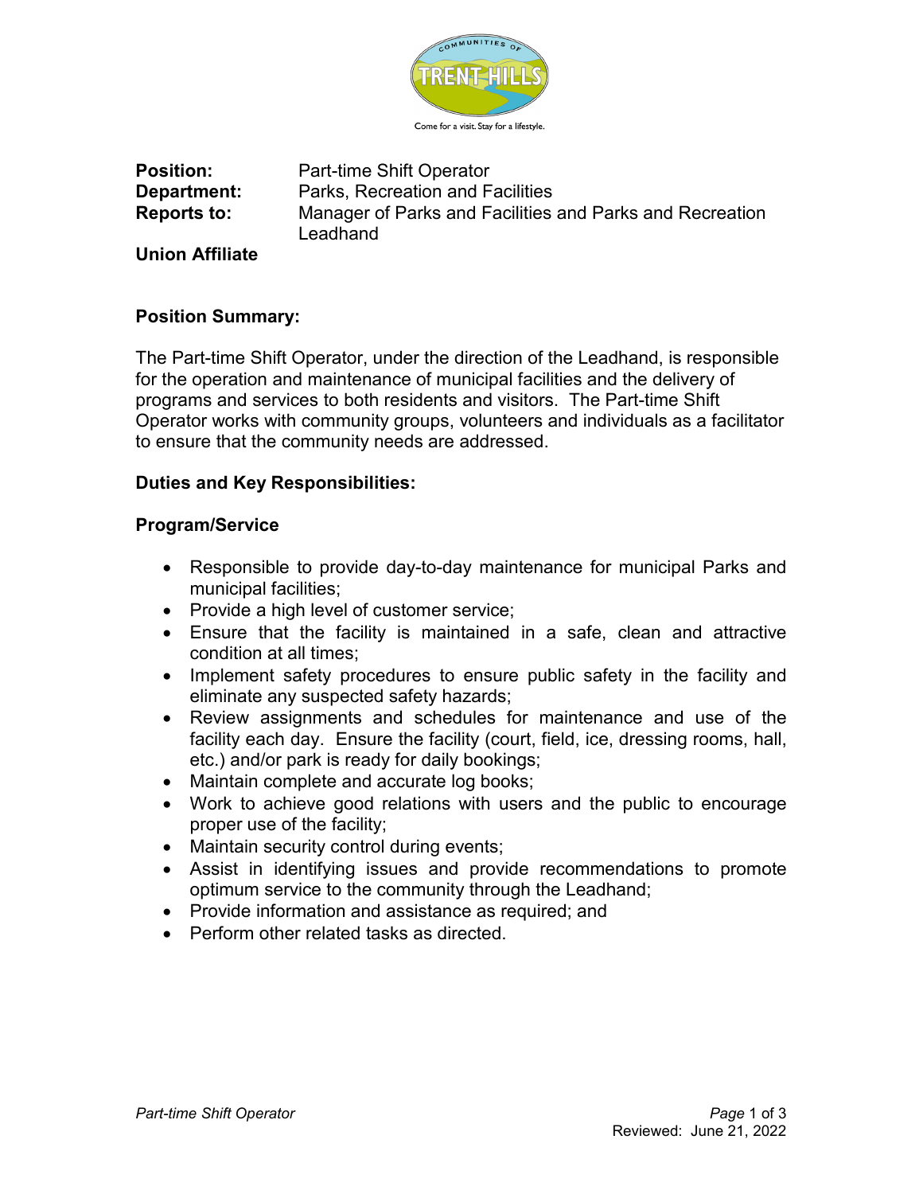**Position:** Part-time Shift Operator
**Department:** Parks, Recreation and Facilities
**Reports to:** Manager of Parks and Facilities and Parks and Recreation Leadhand
**Union Affiliate**

## Position Summary:

The Part-time Shift Operator, under the direction of the Leadhand, is responsible for the operation and maintenance of municipal facilities and the delivery of programs and services to both residents and visitors. The Part-time Shift Operator works with community groups, volunteers and individuals as a facilitator to ensure that the community needs are addressed.

## Duties and Key Responsibilities:

### Program/Service

- Responsible to provide day-to-day maintenance for municipal Parks and municipal facilities;
- Provide a high level of customer service;
- Ensure that the facility is maintained in a safe, clean and attractive condition at all times;
- Implement safety procedures to ensure public safety in the facility and eliminate any suspected safety hazards;
- Review assignments and schedules for maintenance and use of the facility each day. Ensure the facility (court, field, ice, dressing rooms, hall, etc.) and/or park is ready for daily bookings;
- Maintain complete and accurate log books;
- Work to achieve good relations with users and the public to encourage proper use of the facility;
- Maintain security control during events;
- Assist in identifying issues and provide recommendations to promote optimum service to the community through the Leadhand;
- Provide information and assistance as required; and
- Perform other related tasks as directed.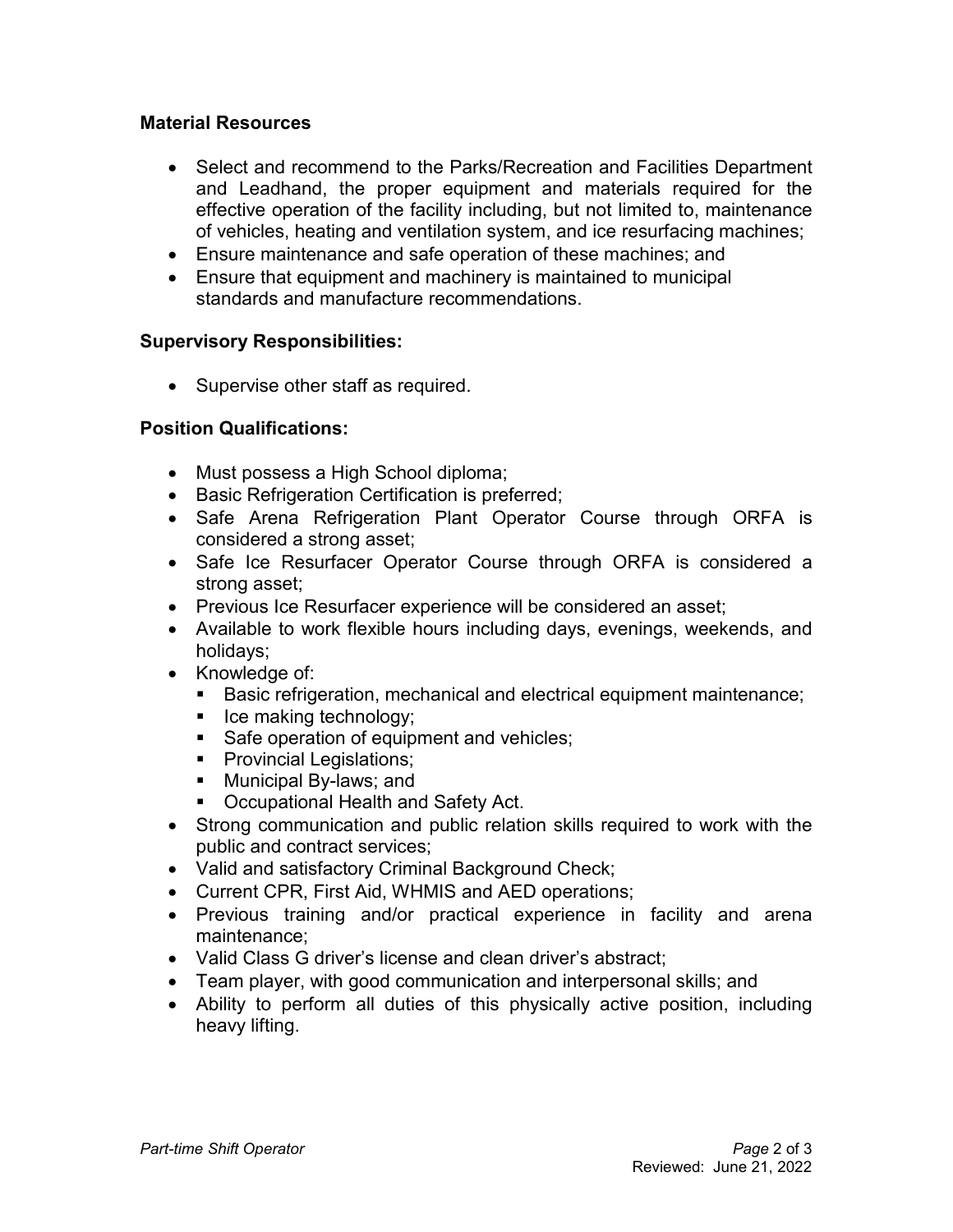**Material Resources**

- Select and recommend to the Parks/Recreation and Facilities Department and Leadhand, the proper equipment and materials required for the effective operation of the facility including, but not limited to, maintenance of vehicles, heating and ventilation system, and ice resurfacing machines;
- Ensure maintenance and safe operation of these machines; and
- Ensure that equipment and machinery is maintained to municipal standards and manufacture recommendations.

**Supervisory Responsibilities:**

- Supervise other staff as required.

**Position Qualifications:**

- Must possess a High School diploma;
- Basic Refrigeration Certification is preferred;
- Safe Arena Refrigeration Plant Operator Course through ORFA is considered a strong asset;
- Safe Ice Resurfacer Operator Course through ORFA is considered a strong asset;
- Previous Ice Resurfacer experience will be considered an asset;
- Available to work flexible hours including days, evenings, weekends, and holidays;
- Knowledge of:
  - Basic refrigeration, mechanical and electrical equipment maintenance;
  - Ice making technology;
  - Safe operation of equipment and vehicles;
  - Provincial Legislations;
  - Municipal By-laws; and
  - Occupational Health and Safety Act.
- Strong communication and public relation skills required to work with the public and contract services;
- Valid and satisfactory Criminal Background Check;
- Current CPR, First Aid, WHMIS and AED operations;
- Previous training and/or practical experience in facility and arena maintenance;
- Valid Class G driver's license and clean driver's abstract;
- Team player, with good communication and interpersonal skills; and
- Ability to perform all duties of this physically active position, including heavy lifting.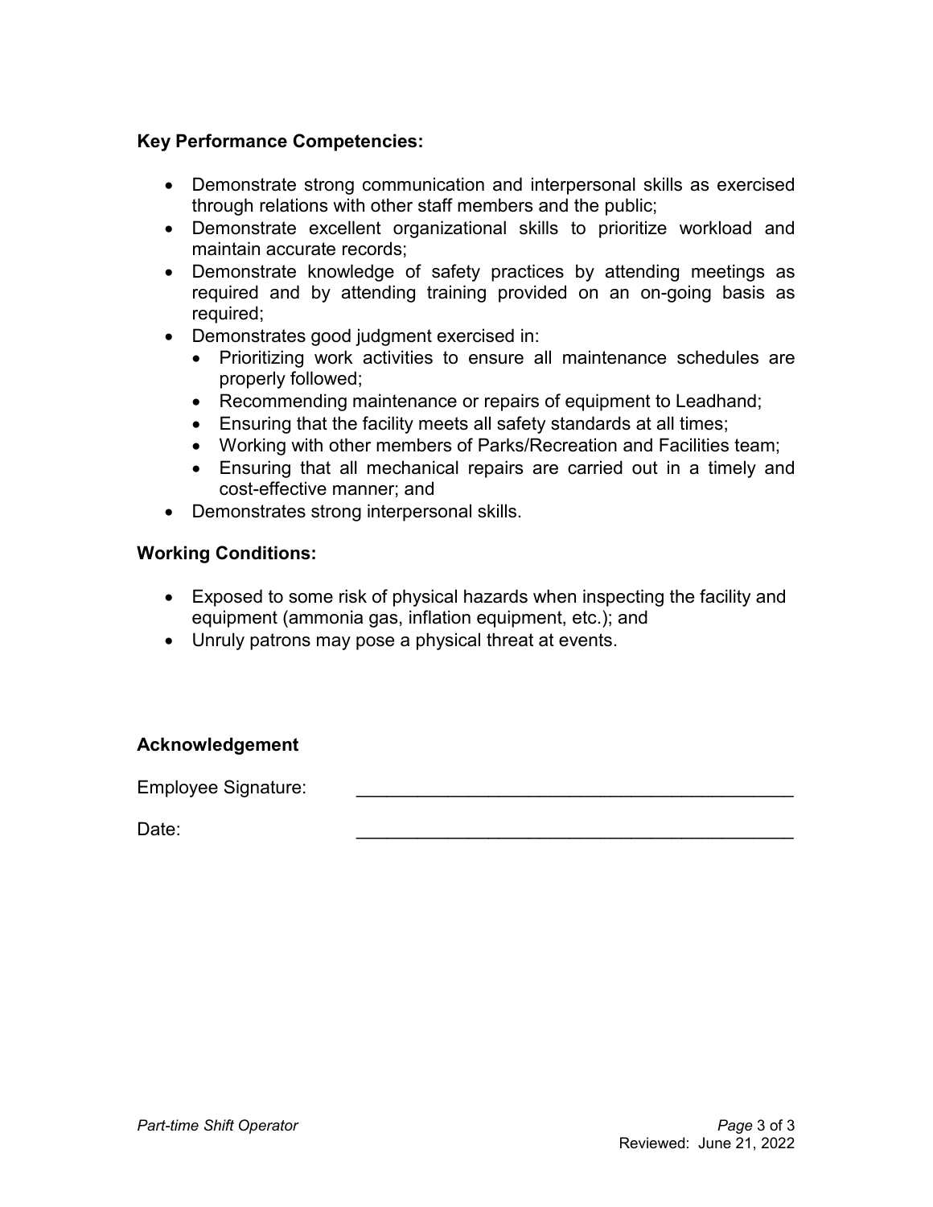**Key Performance Competencies:**

- Demonstrate strong communication and interpersonal skills as exercised through relations with other staff members and the public;
- Demonstrate excellent organizational skills to prioritize workload and maintain accurate records;
- Demonstrate knowledge of safety practices by attending meetings as required and by attending training provided on an on-going basis as required;
- Demonstrates good judgment exercised in:
  - Prioritizing work activities to ensure all maintenance schedules are properly followed;
  - Recommending maintenance or repairs of equipment to Leadhand;
  - Ensuring that the facility meets all safety standards at all times;
  - Working with other members of Parks/Recreation and Facilities team;
  - Ensuring that all mechanical repairs are carried out in a timely and cost-effective manner; and
- Demonstrates strong interpersonal skills.

**Working Conditions:**

- Exposed to some risk of physical hazards when inspecting the facility and equipment (ammonia gas, inflation equipment, etc.); and
- Unruly patrons may pose a physical threat at events.

**Acknowledgement**

Employee Signature: ____________________________________________

Date: ____________________________________________